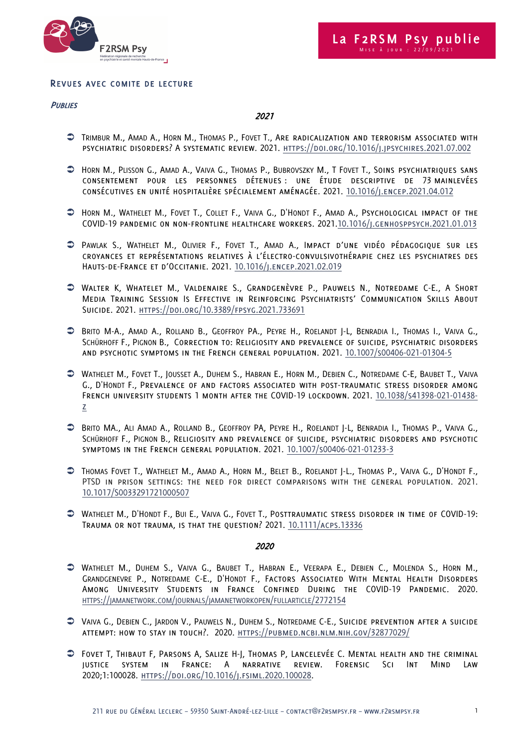# La F2RSM Psy publie

Mise à jour : 22/09/2021

## Revues avec comité de lecture

### *Publiées*

#### *2021*

- Trimbur M., Amad A., Horn M., Thomas P., Fovet T., Are radicalization and terrorism associated with psychiatric disorders? A systematic review. 2021. https://doi.org/10.1016/j.jpsychires.2021.07.002

- Horn M., Plisson G., Amad A., Vaiva G., Thomas P., Bubrovszky M., T Fovet T., Soins psychiatriques sans consentement pour les personnes détenues : une étude descriptive de 73 mainlevées consécutives en unité hospitalière spécialement aménagée. 2021. 10.1016/j.encep.2021.04.012

- Horn M., Wathelet M., Fovet T., Collet F., Vaiva G., D'Hondt F., Amad A., Psychological impact of the COVID-19 pandemic on non-frontline healthcare workers. 2021.10.1016/j.genhosppsych.2021.01.013

- Pawlak S., Wathelet M., Olivier F., Fovet T., Amad A., Impact d'une vidéo pédagogique sur les croyances et représentations relatives à l'électro-convulsivothérapie chez les psychiatres des Hauts-de-France et d'Occitanie. 2021. 10.1016/j.encep.2021.02.019

- Walter K, Whatelet M., Valdenaire S., Grandgenèvre P., Pauwels N., Notredame C-E., A Short Media Training Session Is Effective in Reinforcing Psychiatrists' Communication Skills About Suicide. 2021. https://doi.org/10.3389/fpsyg.2021.733691

- Brito M-A., Amad A., Rolland B., Geoffroy PA., Peyre H., Roelandt J-L, Benradia I., Thomas I., Vaiva G., Schürhoff F., Pignon B., Correction to: Religiosity and prevalence of suicide, psychiatric disorders and psychotic symptoms in the French general population. 2021. 10.1007/s00406-021-01304-5

- Wathelet M., Fovet T., Jousset A., Duhem S., Habran E., Horn M., Debien C., Notredame C-E, Baubet T., Vaiva G., D'Hondt F., Prevalence of and factors associated with post-traumatic stress disorder among French university students 1 month after the COVID-19 lockdown. 2021. 10.1038/s41398-021-01438-z

- Brito MA., Ali Amad A., Rolland B., Geoffroy PA, Peyre H., Roelandt J-L, Benradia I., Thomas P., Vaiva G., Schürhoff F., Pignon B., Religiosity and prevalence of suicide, psychiatric disorders and psychotic symptoms in the French general population. 2021. 10.1007/s00406-021-01233-3

- Thomas Fovet T., Wathelet M., Amad A., Horn M., Belet B., Roelandt J-L., Thomas P., Vaiva G., D'Hondt F., PTSD in prison settings: the need for direct comparisons with the general population. 2021. 10.1017/S0033291721000507

- Wathelet M., D'Hondt F., Bui E., Vaiva G., Fovet T., Posttraumatic stress disorder in time of COVID-19: Trauma or not trauma, is that the question? 2021. 10.1111/acps.13336

#### *2020*

- Wathelet M., Duhem S., Vaiva G., Baubet T., Habran E., Veerapa E., Debien C., Molenda S., Horn M., Grandgenevre P., Notredame C-E., D'Hondt F., Factors Associated With Mental Health Disorders Among University Students in France Confined During the COVID-19 Pandemic. 2020. https://jamanetwork.com/journals/jamanetworkopen/fullarticle/2772154

- Vaiva G., Debien C., Jardon V., Pauwels N., Duhem S., Notredame C-E., Suicide prevention after a suicide attempt: how to stay in touch?. 2020. https://pubmed.ncbi.nlm.nih.gov/32877029/

- Fovet T, Thibaut F, Parsons A, Salize H-J, Thomas P, Lancelevée C. Mental health and the criminal justice system in France: A narrative review. Forensic Sci Int Mind Law 2020;1:100028. https://doi.org/10.1016/j.fsiml.2020.100028.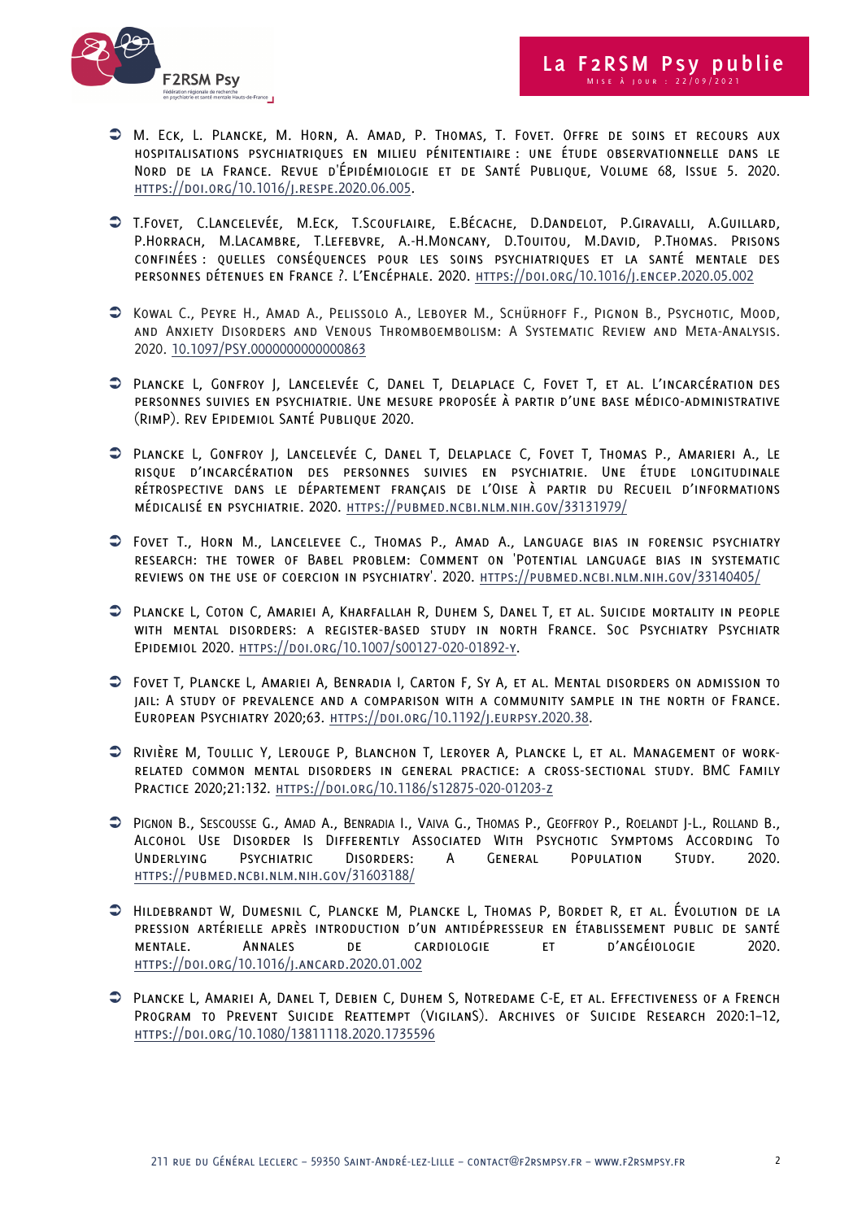- M. Eck, L. Plancke, M. Horn, A. Amad, P. Thomas, T. Fovet. Offre de soins et recours aux hospitalisations psychiatriques en milieu pénitentiaire : une étude observationnelle dans le Nord de la France. Revue d'Épidémiologie et de Santé Publique, Volume 68, Issue 5. 2020. https://doi.org/10.1016/j.respe.2020.06.005.

- T.Fovet, C.Lancelevée, M.Eck, T.Scouflaire, E.Bécache, D.Dandelot, P.Giravalli, A.Guillard, P.Horrach, M.Lacambre, T.Lefebvre, A.-H.Moncany, D.Touitou, M.David, P.Thomas. Prisons confinées : quelles conséquences pour les soins psychiatriques et la santé mentale des personnes détenues en France ?. L'Encéphale. 2020. https://doi.org/10.1016/j.encep.2020.05.002

- Kowal C., Peyre H., Amad A., Pelissolo A., Leboyer M., Schürhoff F., Pignon B., Psychotic, Mood, and Anxiety Disorders and Venous Thromboembolism: A Systematic Review and Meta-Analysis. 2020. 10.1097/PSY.0000000000000863

- Plancke L, Gonfroy J, Lancelevée C, Danel T, Delaplace C, Fovet T, et al. L'incarcération des personnes suivies en psychiatrie. Une mesure proposée à partir d'une base médico-administrative (RimP). Rev Epidemiol Santé Publique 2020.

- Plancke L, Gonfroy J, Lancelevée C, Danel T, Delaplace C, Fovet T, Thomas P., Amarieri A., Le risque d'incarcération des personnes suivies en psychiatrie. Une étude longitudinale rétrospective dans le département français de l'Oise à partir du Recueil d'informations médicalisé en psychiatrie. 2020. https://pubmed.ncbi.nlm.nih.gov/33131979/

- Fovet T., Horn M., Lancelevee C., Thomas P., Amad A., Language bias in forensic psychiatry research: the tower of Babel problem: Comment on 'Potential language bias in systematic reviews on the use of coercion in psychiatry'. 2020. https://pubmed.ncbi.nlm.nih.gov/33140405/

- Plancke L, Coton C, Amariei A, Kharfallah R, Duhem S, Danel T, et al. Suicide mortality in people with mental disorders: a register-based study in north France. Soc Psychiatry Psychiatr Epidemiol 2020. https://doi.org/10.1007/s00127-020-01892-y.

- Fovet T, Plancke L, Amariei A, Benradia I, Carton F, Sy A, et al. Mental disorders on admission to jail: A study of prevalence and a comparison with a community sample in the north of France. European Psychiatry 2020;63. https://doi.org/10.1192/j.eurpsy.2020.38.

- Rivière M, Toullic Y, Lerouge P, Blanchon T, Leroyer A, Plancke L, et al. Management of work-related common mental disorders in general practice: a cross-sectional study. BMC Family Practice 2020;21:132. https://doi.org/10.1186/s12875-020-01203-z

- Pignon B., Sescousse G., Amad A., Benradia I., Vaiva G., Thomas P., Geoffroy P., Roelandt J-L., Rolland B., Alcohol Use Disorder Is Differently Associated With Psychotic Symptoms According To Underlying Psychiatric Disorders: A General Population Study. 2020. https://pubmed.ncbi.nlm.nih.gov/31603188/

- Hildebrandt W, Dumesnil C, Plancke M, Plancke L, Thomas P, Bordet R, et al. Évolution de la pression artérielle après introduction d'un antidépresseur en établissement public de santé mentale. Annales de cardiologie et d'angéiologie 2020. https://doi.org/10.1016/j.ancard.2020.01.002

- Plancke L, Amariei A, Danel T, Debien C, Duhem S, Notredame C-E, et al. Effectiveness of a French Program to Prevent Suicide Reattempt (VigilanS). Archives of Suicide Research 2020:1–12, https://doi.org/10.1080/13811118.2020.1735596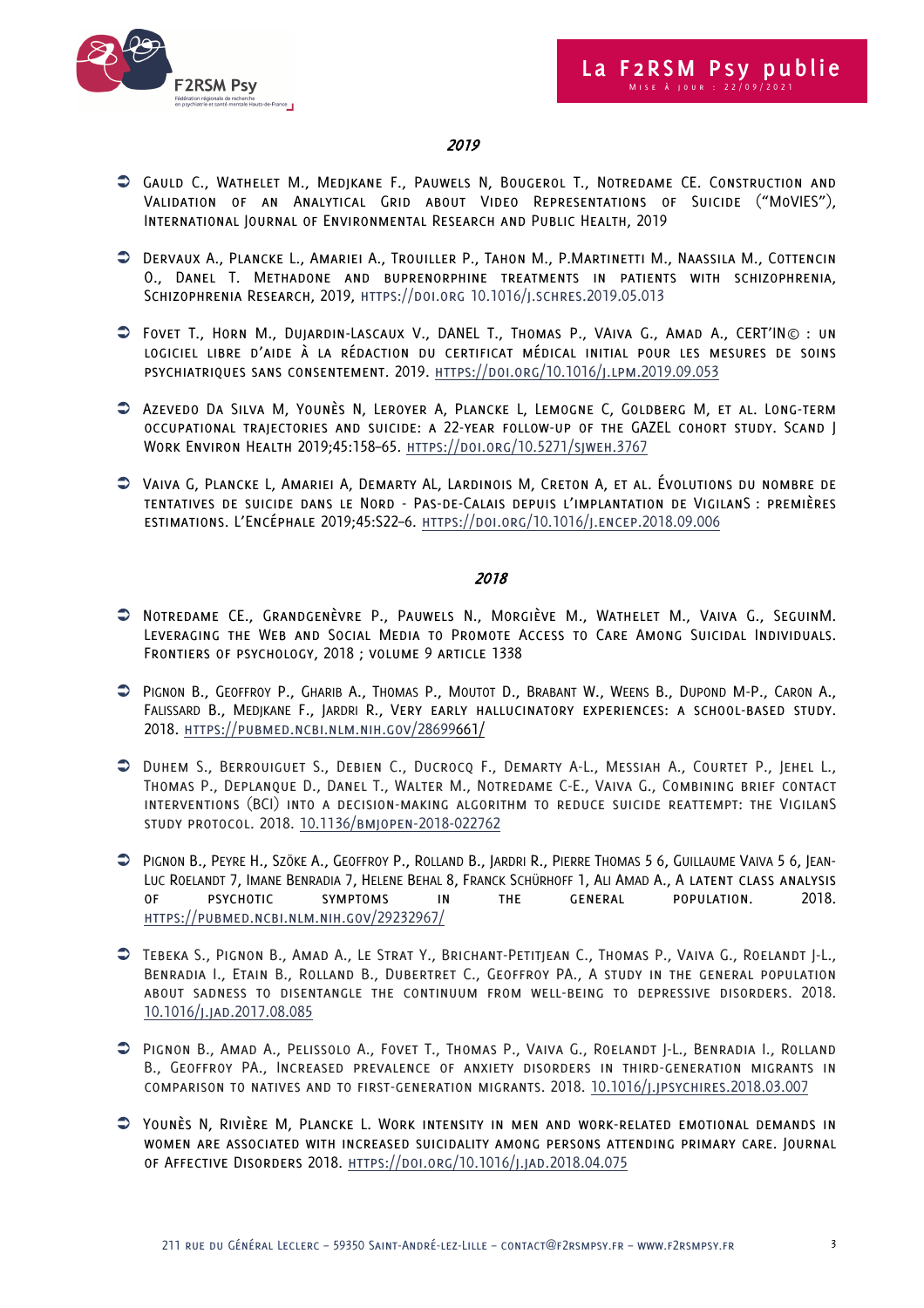## 2019

- Gauld C., Wathelet M., Medjkane F., Pauwels N, Bougerol T., Notredame CE. Construction and Validation of an Analytical Grid about Video Representations of Suicide ("MoVIES"), International Journal of Environmental Research and Public Health, 2019

- Dervaux A., Plancke L., Amariei A., Trouiller P., Tahon M., P.Martinetti M., Naassila M., Cottencin O., Danel T. Methadone and buprenorphine treatments in patients with schizophrenia, Schizophrenia Research, 2019, https://doi.org 10.1016/j.schres.2019.05.013

- Fovet T., Horn M., Dujardin-Lascaux V., DANEL T., Thomas P., VAiva G., Amad A., CERT'IN© : un logiciel libre d'aide à la rédaction du certificat médical initial pour les mesures de soins psychiatriques sans consentement. 2019. https://doi.org/10.1016/j.lpm.2019.09.053

- Azevedo Da Silva M, Younès N, Leroyer A, Plancke L, Lemogne C, Goldberg M, et al. Long-term occupational trajectories and suicide: a 22-year follow-up of the GAZEL cohort study. Scand J Work Environ Health 2019;45:158–65. https://doi.org/10.5271/sjweh.3767

- Vaiva G, Plancke L, Amariei A, Demarty AL, Lardinois M, Creton A, et al. Évolutions du nombre de tentatives de suicide dans le Nord - Pas-de-Calais depuis l'implantation de VigilanS : premières estimations. L'Encéphale 2019;45:S22–6. https://doi.org/10.1016/j.encep.2018.09.006

## 2018

- Notredame CE., Grandgenèvre P., Pauwels N., Morgiève M., Wathelet M., Vaiva G., SeguinM. Leveraging the Web and Social Media to Promote Access to Care Among Suicidal Individuals. Frontiers of psychology, 2018 ; volume 9 article 1338

- Pignon B., Geoffroy P., Gharib A., Thomas P., Moutot D., Brabant W., Weens B., Dupond M-P., Caron A., Falissard B., Medjkane F., Jardri R., Very early hallucinatory experiences: a school-based study. 2018. https://pubmed.ncbi.nlm.nih.gov/28699661/

- Duhem S., Berrouiguet S., Debien C., Ducrocq F., Demarty A-L., Messiah A., Courtet P., Jehel L., Thomas P., Deplanque D., Danel T., Walter M., Notredame C-E., Vaiva G., Combining brief contact interventions (BCI) into a decision-making algorithm to reduce suicide reattempt: the VigilanS study protocol. 2018. 10.1136/bmjopen-2018-022762

- Pignon B., Peyre H., Szöke A., Geoffroy P., Rolland B., Jardri R., Pierre Thomas 5 6, Guillaume Vaiva 5 6, Jean-Luc Roelandt 7, Imane Benradia 7, Helene Behal 8, Franck Schürhoff 1, Ali Amad A., A latent class analysis of psychotic symptoms in the general population. 2018. https://pubmed.ncbi.nlm.nih.gov/29232967/

- Tebeka S., Pignon B., Amad A., Le Strat Y., Brichant-Petitjean C., Thomas P., Vaiva G., Roelandt J-L., Benradia I., Etain B., Rolland B., Dubertret C., Geoffroy PA., A study in the general population about sadness to disentangle the continuum from well-being to depressive disorders. 2018. 10.1016/j.jad.2017.08.085

- Pignon B., Amad A., Pelissolo A., Fovet T., Thomas P., Vaiva G., Roelandt J-L., Benradia I., Rolland B., Geoffroy PA., Increased prevalence of anxiety disorders in third-generation migrants in comparison to natives and to first-generation migrants. 2018. 10.1016/j.jpsychires.2018.03.007

- Younès N, Rivière M, Plancke L. Work intensity in men and work-related emotional demands in women are associated with increased suicidality among persons attending primary care. Journal of Affective Disorders 2018. https://doi.org/10.1016/j.jad.2018.04.075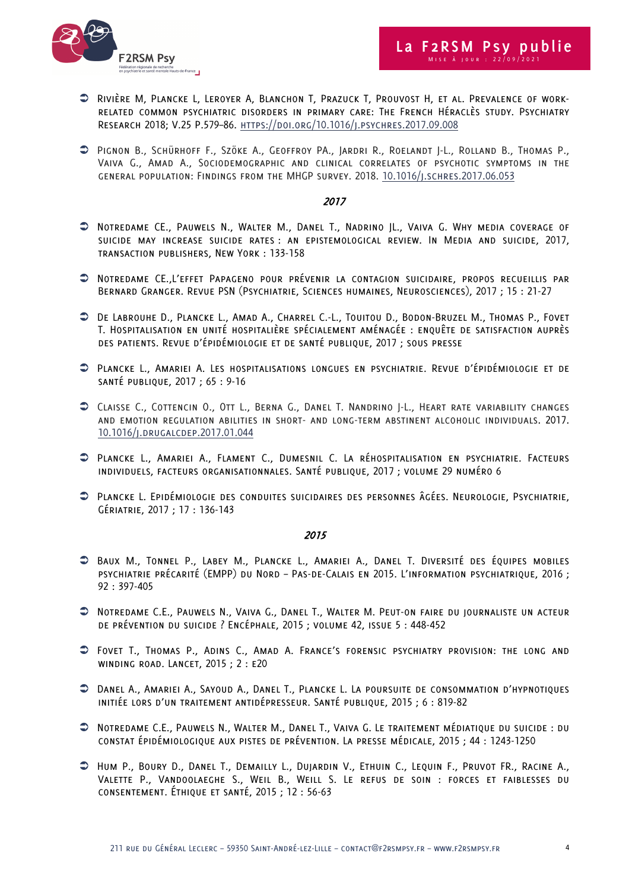- Rivière M, Plancke L, Leroyer A, Blanchon T, Prazuck T, Prouvost H, et al. Prevalence of work-related common psychiatric disorders in primary care: The French Héraclès study. Psychiatry Research 2018; V.25 p.579–86. https://doi.org/10.1016/j.psychres.2017.09.008

- Pignon B., Schürhoff F., Szöke A., Geoffroy PA., Jardri R., Roelandt J-L., Rolland B., Thomas P., Vaiva G., Amad A., Sociodemographic and clinical correlates of psychotic symptoms in the general population: Findings from the MHGP survey. 2018. 10.1016/j.schres.2017.06.053

### *2017*

- Notredame CE., Pauwels N., Walter M., Danel T., Nadrino JL., Vaiva G. Why media coverage of suicide may increase suicide rates : an epistemological review. In Media and suicide, 2017, Transaction Publishers, New York : 133-158

- Notredame CE.,L'effet Papageno pour prévenir la contagion suicidaire, propos recueillis par Bernard Granger. Revue PSN (Psychiatrie, Sciences humaines, Neurosciences), 2017 ; 15 : 21-27

- De Labrouhe D., Plancke L., Amad A., Charrel C.-L., Touitou D., Bodon-Bruzel M., Thomas P., Fovet T. Hospitalisation en unité hospitalière spécialement aménagée : enquête de satisfaction auprès des patients. Revue d'épidémiologie et de santé publique, 2017 ; sous presse

- Plancke L., Amariei A. Les hospitalisations longues en psychiatrie. Revue d'épidémiologie et de santé publique, 2017 ; 65 : 9-16

- Claisse C., Cottencin O., Ott L., Berna G., Danel T. Nandrino J-L., Heart rate variability changes and emotion regulation abilities in short- and long-term abstinent alcoholic individuals. 2017. 10.1016/j.drugalcdep.2017.01.044

- Plancke L., Amariei A., Flament C., Dumesnil C. La réhospitalisation en psychiatrie. Facteurs individuels, facteurs organisationnales. Santé publique, 2017 ; volume 29 numéro 6

- Plancke L. Epidémiologie des conduites suicidaires des personnes âgées. Neurologie, Psychiatrie, Gériatrie, 2017 ; 17 : 136-143

### *2015*

- Baux M., Tonnel P., Labey M., Plancke L., Amariei A., Danel T. Diversité des équipes mobiles psychiatrie précarité (EMPP) du Nord – Pas-de-Calais en 2015. L'information psychiatrique, 2016 ; 92 : 397-405

- Notredame C.E., Pauwels N., Vaiva G., Danel T., Walter M. Peut-on faire du journaliste un acteur de prévention du suicide ? Encéphale, 2015 ; volume 42, issue 5 : 448-452

- Fovet T., Thomas P., Adins C., Amad A. France's forensic psychiatry provision: the long and winding road. Lancet, 2015 ; 2 : e20

- Danel A., Amariei A., Sayoud A., Danel T., Plancke L. La poursuite de consommation d'hypnotiques initiée lors d'un traitement antidépresseur. Santé publique, 2015 ; 6 : 819-82

- Notredame C.E., Pauwels N., Walter M., Danel T., Vaiva G. Le traitement médiatique du suicide : du constat épidémiologique aux pistes de prévention. La presse médicale, 2015 ; 44 : 1243-1250

- Hum P., Boury D., Danel T., Demailly L., Dujardin V., Ethuin C., Lequin F., Pruvot FR., Racine A., Valette P., Vandoolaeghe S., Weil B., Weill S. Le refus de soin : forces et faiblesses du consentement. Éthique et santé, 2015 ; 12 : 56-63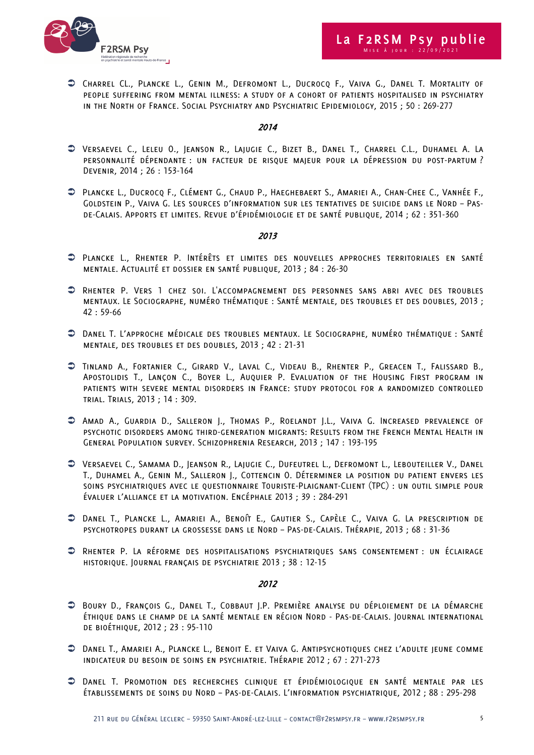- Charrel CL., Plancke L., Genin M., Defromont L., Ducrocq F., Vaiva G., Danel T. Mortality of people suffering from mental illness: a study of a cohort of patients hospitalised in psychiatry in the North of France. Social Psychiatry and Psychiatric Epidemiology, 2015 ; 50 : 269-277

### *2014*

- Versaevel C., Leleu O., Jeanson R., Lajugie C., Bizet B., Danel T., Charrel C.L., Duhamel A. La personnalité dépendante : un facteur de risque majeur pour la dépression du post-partum ? Devenir, 2014 ; 26 : 153-164

- Plancke L., Ducrocq F., Clément G., Chaud P., Haeghebaert S., Amariei A., Chan-Chee C., Vanhée F., Goldstein P., Vaiva G. Les sources d'information sur les tentatives de suicide dans le Nord – Pas-de-Calais. Apports et limites. Revue d'épidémiologie et de santé publique, 2014 ; 62 : 351-360

### *2013*

- Plancke L., Rhenter P. Intérêts et limites des nouvelles approches territoriales en santé mentale. Actualité et dossier en santé publique, 2013 ; 84 : 26-30

- Rhenter P. Vers 1 chez soi. L'accompagnement des personnes sans abri avec des troubles mentaux. Le Sociographe, numéro thématique : Santé mentale, des troubles et des doubles, 2013 ; 42 : 59-66

- Danel T. L'approche médicale des troubles mentaux. Le Sociographe, numéro thématique : Santé mentale, des troubles et des doubles, 2013 ; 42 : 21-31

- Tinland A., Fortanier C., Girard V., Laval C., Videau B., Rhenter P., Greacen T., Falissard B., Apostolidis T., Lançon C., Boyer L., Auquier P. Evaluation of the Housing First program in patients with severe mental disorders in France: study protocol for a randomized controlled trial. Trials, 2013 ; 14 : 309.

- Amad A., Guardia D., Salleron J., Thomas P., Roelandt J.L., Vaiva G. Increased prevalence of psychotic disorders among third-generation migrants: Results from the French Mental Health in General Population survey. Schizophrenia Research, 2013 ; 147 : 193-195

- Versaevel C., Samama D., Jeanson R., Lajugie C., Dufeutrel L., Defromont L., Lebouteiller V., Danel T., Duhamel A., Genin M., Salleron J., Cottencin O. Déterminer la position du patient envers les soins psychiatriques avec le questionnaire Touriste-Plaignant-Client (TPC) : un outil simple pour évaluer l'alliance et la motivation. Encéphale 2013 ; 39 : 284-291

- Danel T., Plancke L., Amariei A., Benoît E., Gautier S., Capèle C., Vaiva G. La prescription de psychotropes durant la grossesse dans le Nord – Pas-de-Calais. Thérapie, 2013 ; 68 : 31-36

- Rhenter P. La réforme des hospitalisations psychiatriques sans consentement : un éclairage historique. Journal français de psychiatrie 2013 ; 38 : 12-15

### *2012*

- Boury D., François G., Danel T., Cobbaut J.P. Première analyse du déploiement de la démarche éthique dans le champ de la santé mentale en région Nord - Pas-de-Calais. Journal international de bioéthique, 2012 ; 23 : 95-110

- Danel T., Amariei A., Plancke L., Benoit E. et Vaiva G. Antipsychotiques chez l'adulte jeune comme indicateur du besoin de soins en psychiatrie. Thérapie 2012 ; 67 : 271-273

- Danel T. Promotion des recherches clinique et épidémiologique en santé mentale par les établissements de soins du Nord – Pas-de-Calais. L'information psychiatrique, 2012 ; 88 : 295-298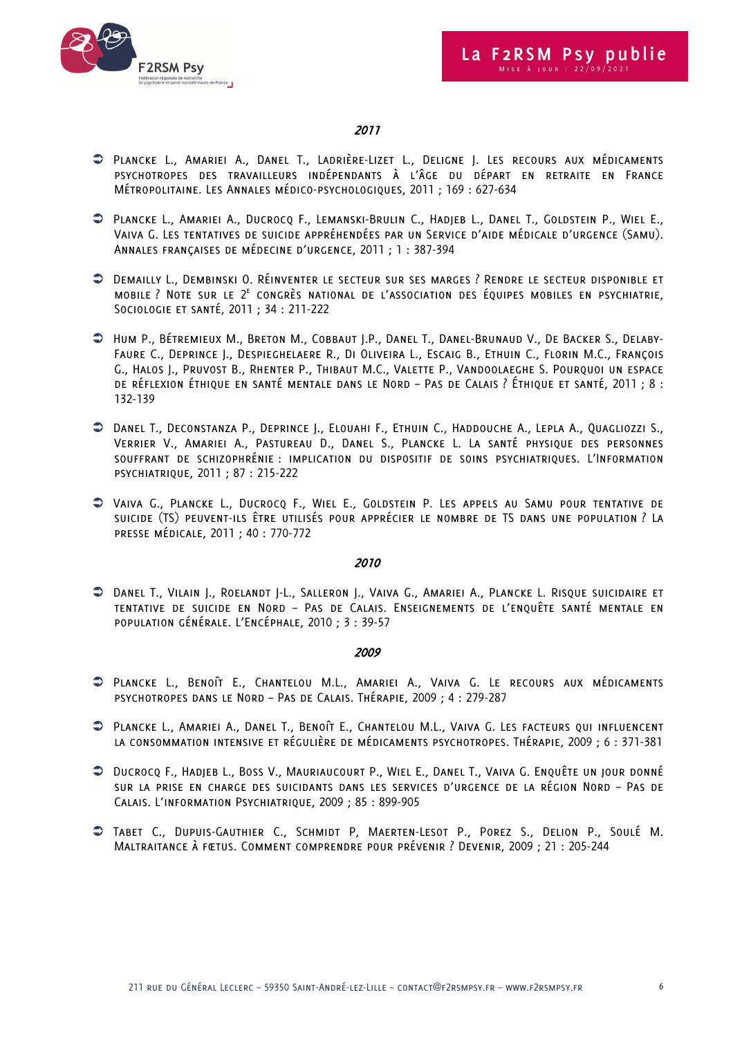### *2011*

- Plancke L., Amariei A., Danel T., Ladrière-Lizet L., Deligne J. Les recours aux médicaments psychotropes des travailleurs indépendants à l'âge du départ en retraite en France Métropolitaine. Les Annales médico-psychologiques, 2011 ; 169 : 627-634

- Plancke L., Amariei A., Ducrocq F., Lemanski-Brulin C., Hadjeb L., Danel T., Goldstein P., Wiel E., Vaiva G. Les tentatives de suicide appréhendées par un Service d'aide médicale d'urgence (Samu). Annales françaises de médecine d'urgence, 2011 ; 1 : 387-394

- Demailly L., Dembinski O. Réinventer le secteur sur ses marges ? Rendre le secteur disponible et mobile ? Note sur le 2e congrès national de l'association des équipes mobiles en psychiatrie, Sociologie et santé, 2011 ; 34 : 211-222

- Hum P., Bétremieux M., Breton M., Cobbaut J.P., Danel T., Danel-Brunaud V., De Backer S., Delaby-Faure C., Deprince J., Despieghelaere R., Di Oliveira L., Escaig B., Ethuin C., Florin M.C., François G., Halos J., Pruvost B., Rhenter P., Thibaut M.C., Valette P., Vandoolaeghe S. Pourquoi un espace de réflexion éthique en santé mentale dans le Nord – Pas de Calais ? Éthique et santé, 2011 ; 8 : 132-139

- Danel T., Deconstanza P., Deprince J., Elouahi F., Ethuin C., Haddouche A., Lepla A., Quagliozzi S., Verrier V., Amariei A., Pastureau D., Danel S., Plancke L. La santé physique des personnes souffrant de schizophrénie : implication du dispositif de soins psychiatriques. L'Information psychiatrique, 2011 ; 87 : 215-222

- Vaiva G., Plancke L., Ducrocq F., Wiel E., Goldstein P. Les appels au Samu pour tentative de suicide (TS) peuvent-ils être utilisés pour apprécier le nombre de TS dans une population ? La presse médicale, 2011 ; 40 : 770-772

### *2010*

- Danel T., Vilain J., Roelandt J-L., Salleron J., Vaiva G., Amariei A., Plancke L. Risque suicidaire et tentative de suicide en Nord – Pas de Calais. Enseignements de l'enquête santé mentale en population générale. L'Encéphale, 2010 ; 3 : 39-57

### *2009*

- Plancke L., Benoît E., Chantelou M.L., Amariei A., Vaiva G. Le recours aux médicaments psychotropes dans le Nord – Pas de Calais. Thérapie, 2009 ; 4 : 279-287

- Plancke L., Amariei A., Danel T., Benoît E., Chantelou M.L., Vaiva G. Les facteurs qui influencent la consommation intensive et régulière de médicaments psychotropes. Thérapie, 2009 ; 6 : 371-381

- Ducrocq F., Hadjeb L., Boss V., Mauriaucourt P., Wiel E., Danel T., Vaiva G. Enquête un jour donné sur la prise en charge des suicidants dans les services d'urgence de la région Nord – Pas de Calais. L'information Psychiatrique, 2009 ; 85 : 899-905

- Tabet C., Dupuis-Gauthier C., Schmidt P, Maerten-Lesot P., Porez S., Delion P., Soulé M. Maltraitance à fœtus. Comment comprendre pour prévenir ? Devenir, 2009 ; 21 : 205-244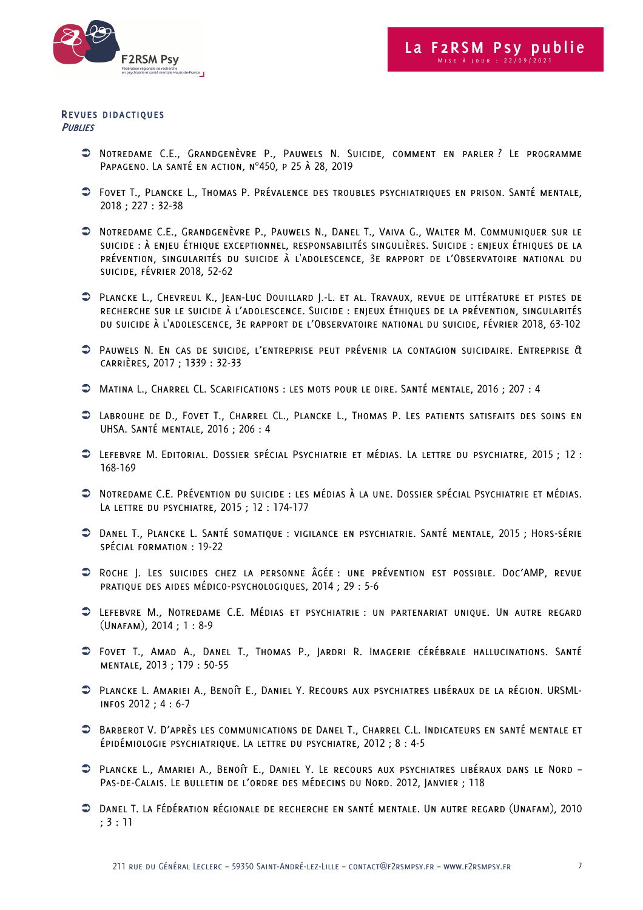### Revues didactiques

*Publies*

- Notredame C.E., Grandgenèvre P., Pauwels N. Suicide, comment en parler ? Le programme Papageno. La santé en action, n°450, p 25 à 28, 2019
- Fovet T., Plancke L., Thomas P. Prévalence des troubles psychiatriques en prison. Santé mentale, 2018 ; 227 : 32-38
- Notredame C.E., Grandgenèvre P., Pauwels N., Danel T., Vaiva G., Walter M. Communiquer sur le suicide : à enjeu éthique exceptionnel, responsabilités singulières. Suicide : enjeux éthiques de la prévention, singularités du suicide à l'adolescence, 3e rapport de l'Observatoire national du suicide, février 2018, 52-62
- Plancke L., Chevreul K., Jean-Luc Douillard J.-L. et al. Travaux, revue de littérature et pistes de recherche sur le suicide à l'adolescence. Suicide : enjeux éthiques de la prévention, singularités du suicide à l'adolescence, 3e rapport de l'Observatoire national du suicide, février 2018, 63-102
- Pauwels N. En cas de suicide, l'entreprise peut prévenir la contagion suicidaire. Entreprise & carrières, 2017 ; 1339 : 32-33
- Matina L., Charrel CL. Scarifications : les mots pour le dire. Santé mentale, 2016 ; 207 : 4
- Labrouhe de D., Fovet T., Charrel CL., Plancke L., Thomas P. Les patients satisfaits des soins en UHSA. Santé mentale, 2016 ; 206 : 4
- Lefebvre M. Editorial. Dossier spécial Psychiatrie et médias. La lettre du psychiatre, 2015 ; 12 : 168-169
- Notredame C.E. Prévention du suicide : les médias à la une. Dossier spécial Psychiatrie et médias. La lettre du psychiatre, 2015 ; 12 : 174-177
- Danel T., Plancke L. Santé somatique : vigilance en psychiatrie. Santé mentale, 2015 ; Hors-série spécial formation : 19-22
- Roche J. Les suicides chez la personne âgée : une prévention est possible. Doc'AMP, revue pratique des aides médico-psychologiques, 2014 ; 29 : 5-6
- Lefebvre M., Notredame C.E. Médias et psychiatrie : un partenariat unique. Un autre regard (Unafam), 2014 ; 1 : 8-9
- Fovet T., Amad A., Danel T., Thomas P., Jardri R. Imagerie cérébrale hallucinations. Santé mentale, 2013 ; 179 : 50-55
- Plancke L. Amariei A., Benoît E., Daniel Y. Recours aux psychiatres libéraux de la région. URSML-infos 2012 ; 4 : 6-7
- Barberot V. D'après les communications de Danel T., Charrel C.L. Indicateurs en santé mentale et épidémiologie psychiatrique. La lettre du psychiatre, 2012 ; 8 : 4-5
- Plancke L., Amariei A., Benoît E., Daniel Y. Le recours aux psychiatres libéraux dans le Nord – Pas-de-Calais. Le bulletin de l'ordre des médecins du Nord. 2012, janvier ; 118
- Danel T. La Fédération régionale de recherche en santé mentale. Un autre regard (Unafam), 2010 ; 3 : 11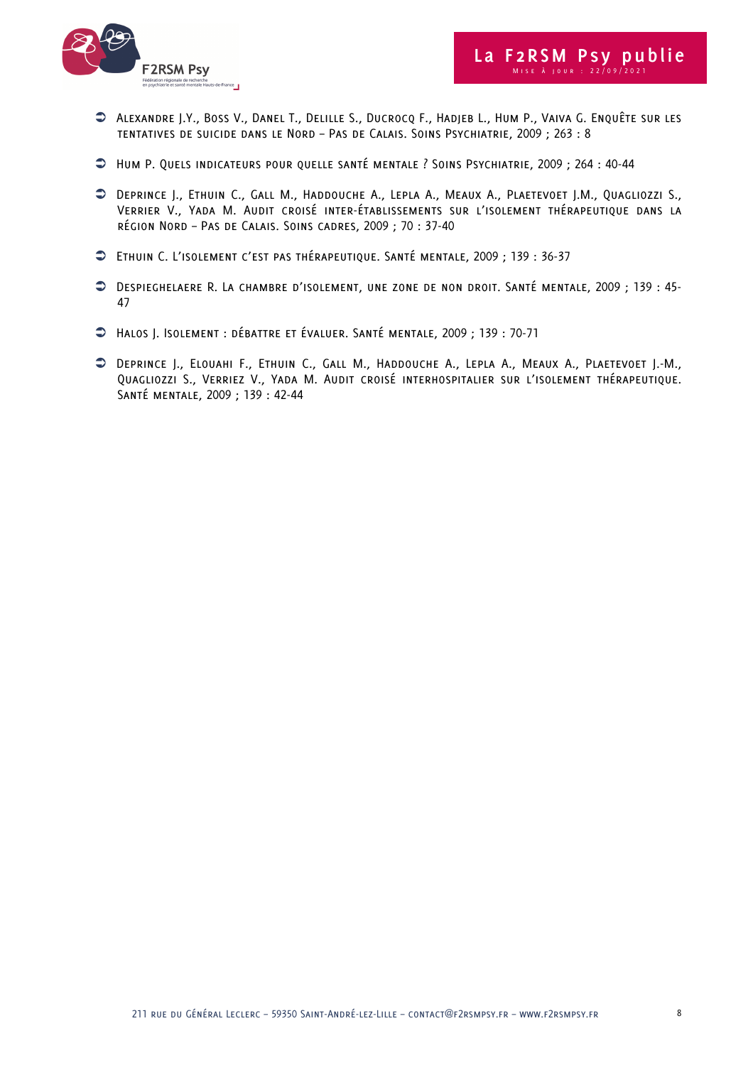- Alexandre J.Y., Boss V., Danel T., Delille S., Ducrocq F., Hadjeb L., Hum P., Vaiva G. Enquête sur les tentatives de suicide dans le Nord – Pas de Calais. Soins Psychiatrie, 2009 ; 263 : 8

- Hum P. Quels indicateurs pour quelle santé mentale ? Soins Psychiatrie, 2009 ; 264 : 40-44

- Deprince J., Ethuin C., Gall M., Haddouche A., Lepla A., Meaux A., Plaetevoet J.M., Quagliozzi S., Verrier V., Yada M. Audit croisé inter-établissements sur l'isolement thérapeutique dans la région Nord – Pas de Calais. Soins cadres, 2009 ; 70 : 37-40

- Ethuin C. L'isolement c'est pas thérapeutique. Santé mentale, 2009 ; 139 : 36-37

- Despieghelaere R. La chambre d'isolement, une zone de non droit. Santé mentale, 2009 ; 139 : 45-47

- Halos J. Isolement : débattre et évaluer. Santé mentale, 2009 ; 139 : 70-71

- Deprince J., Elouahi F., Ethuin C., Gall M., Haddouche A., Lepla A., Meaux A., Plaetevoet J.-M., Quagliozzi S., Verriez V., Yada M. Audit croisé interhospitalier sur l'isolement thérapeutique. Santé mentale, 2009 ; 139 : 42-44